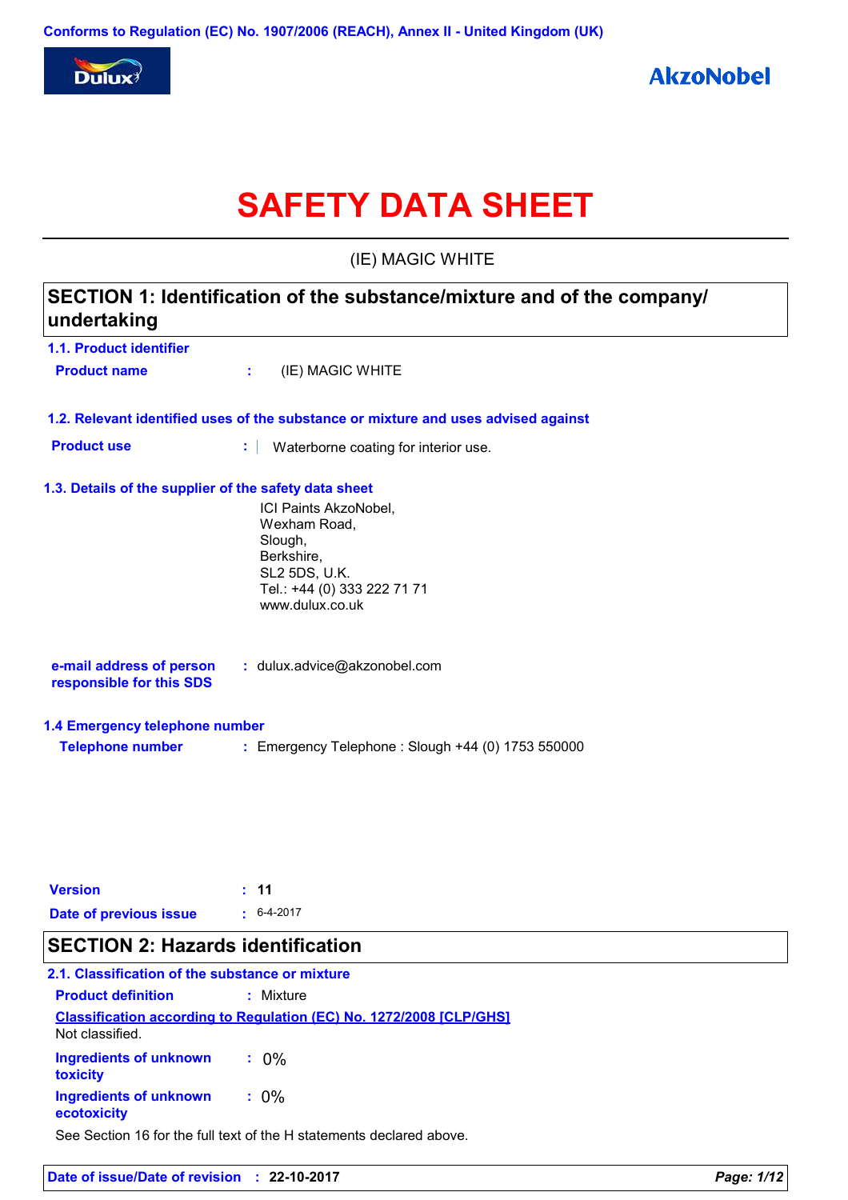Conforms to Regulation (EC) No. 1907/2006 (REACH), Annex II - United Kingdom (UK)

Dulux

AkzoNobel

# SAFETY DATA SHEET

(IE) MAGIC WHITE

## SECTION 1: Identification of the substance/mixture and of the company/ undertaking

### 1.1. Product identifier

**Product name** : (IE) MAGIC WHITE

### 1.2. Relevant identified uses of the substance or mixture and uses advised against

**Product use** : Waterborne coating for interior use.

### 1.3. Details of the supplier of the safety data sheet

ICI Paints AkzoNobel,
Wexham Road,
Slough,
Berkshire,
SL2 5DS, U.K.
Tel.: +44 (0) 333 222 71 71
www.dulux.co.uk

**e-mail address of person responsible for this SDS** : dulux.advice@akzonobel.com

### 1.4 Emergency telephone number

**Telephone number** : Emergency Telephone : Slough +44 (0) 1753 550000

**Version** : **11**

**Date of previous issue** : 6-4-2017

## SECTION 2: Hazards identification

### 2.1. Classification of the substance or mixture

**Product definition** : Mixture

**Classification according to Regulation (EC) No. 1272/2008 [CLP/GHS]**

Not classified.

**Ingredients of unknown toxicity** : 0%

**Ingredients of unknown ecotoxicity** : 0%

See Section 16 for the full text of the H statements declared above.

**Date of issue/Date of revision** : **22-10-2017**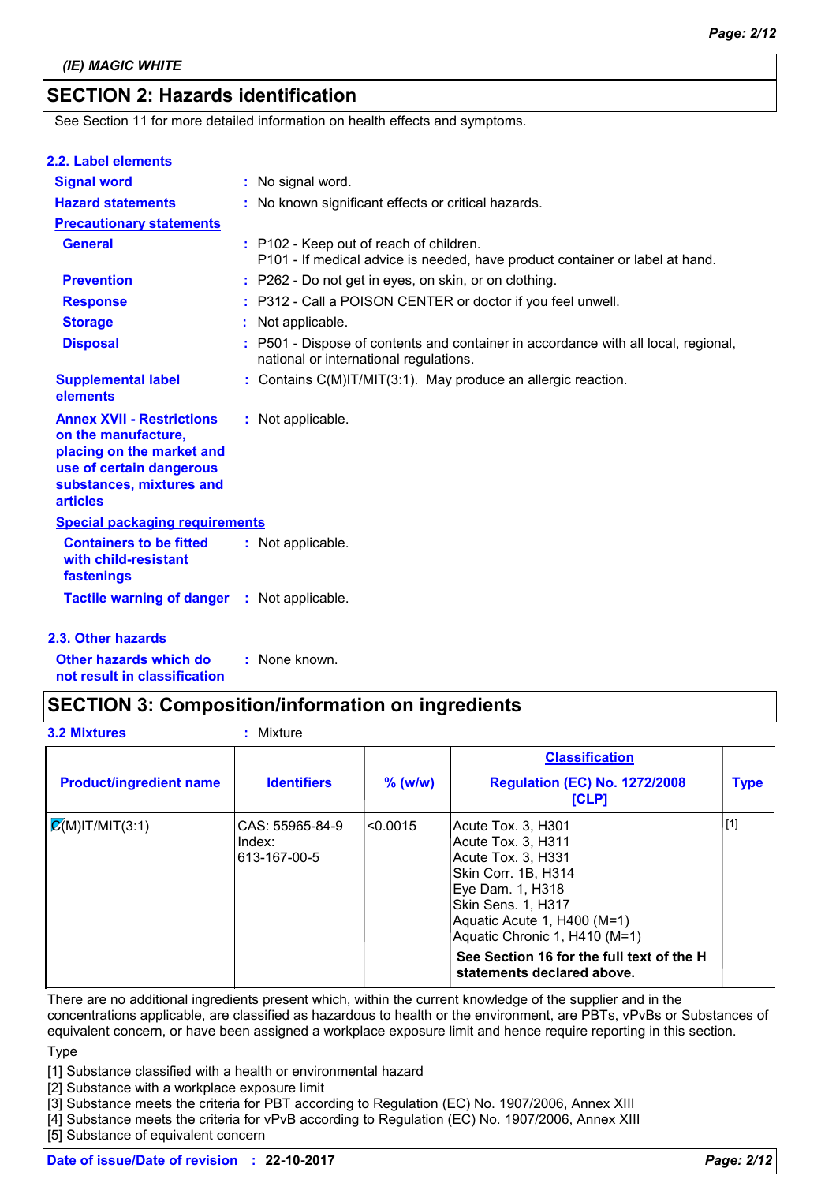**(IE) MAGIC WHITE**

## SECTION 2: Hazards identification

See Section 11 for more detailed information on health effects and symptoms.

### 2.2. Label elements

**Signal word** : No signal word.

**Hazard statements** : No known significant effects or critical hazards.

**Precautionary statements**

**General** : P102 - Keep out of reach of children.
P101 - If medical advice is needed, have product container or label at hand.

**Prevention** : P262 - Do not get in eyes, on skin, or on clothing.

**Response** : P312 - Call a POISON CENTER or doctor if you feel unwell.

**Storage** : Not applicable.

**Disposal** : P501 - Dispose of contents and container in accordance with all local, regional, national or international regulations.

**Supplemental label elements** : Contains C(M)IT/MIT(3:1). May produce an allergic reaction.

**Annex XVII - Restrictions on the manufacture, placing on the market and use of certain dangerous substances, mixtures and articles** : Not applicable.

**Special packaging requirements**

**Containers to be fitted with child-resistant fastenings** : Not applicable.

**Tactile warning of danger** : Not applicable.

### 2.3. Other hazards

**Other hazards which do not result in classification** : None known.

## SECTION 3: Composition/information on ingredients

**3.2 Mixtures** : Mixture

| Product/ingredient name | Identifiers | % (w/w) | Classification Regulation (EC) No. 1272/2008 [CLP] | Type |
|---|---|---|---|---|
| C(M)IT/MIT(3:1) | CAS: 55965-84-9<br>Index: 613-167-00-5 | <0.0015 | Acute Tox. 3, H301<br>Acute Tox. 3, H311<br>Acute Tox. 3, H331<br>Skin Corr. 1B, H314<br>Eye Dam. 1, H318<br>Skin Sens. 1, H317<br>Aquatic Acute 1, H400 (M=1)<br>Aquatic Chronic 1, H410 (M=1) | [1] |
| | | | **See Section 16 for the full text of the H statements declared above.** | |

There are no additional ingredients present which, within the current knowledge of the supplier and in the concentrations applicable, are classified as hazardous to health or the environment, are PBTs, vPvBs or Substances of equivalent concern, or have been assigned a workplace exposure limit and hence require reporting in this section.

Type

[1] Substance classified with a health or environmental hazard
[2] Substance with a workplace exposure limit
[3] Substance meets the criteria for PBT according to Regulation (EC) No. 1907/2006, Annex XIII
[4] Substance meets the criteria for vPvB according to Regulation (EC) No. 1907/2006, Annex XIII
[5] Substance of equivalent concern

**Date of issue/Date of revision** : **22-10-2017**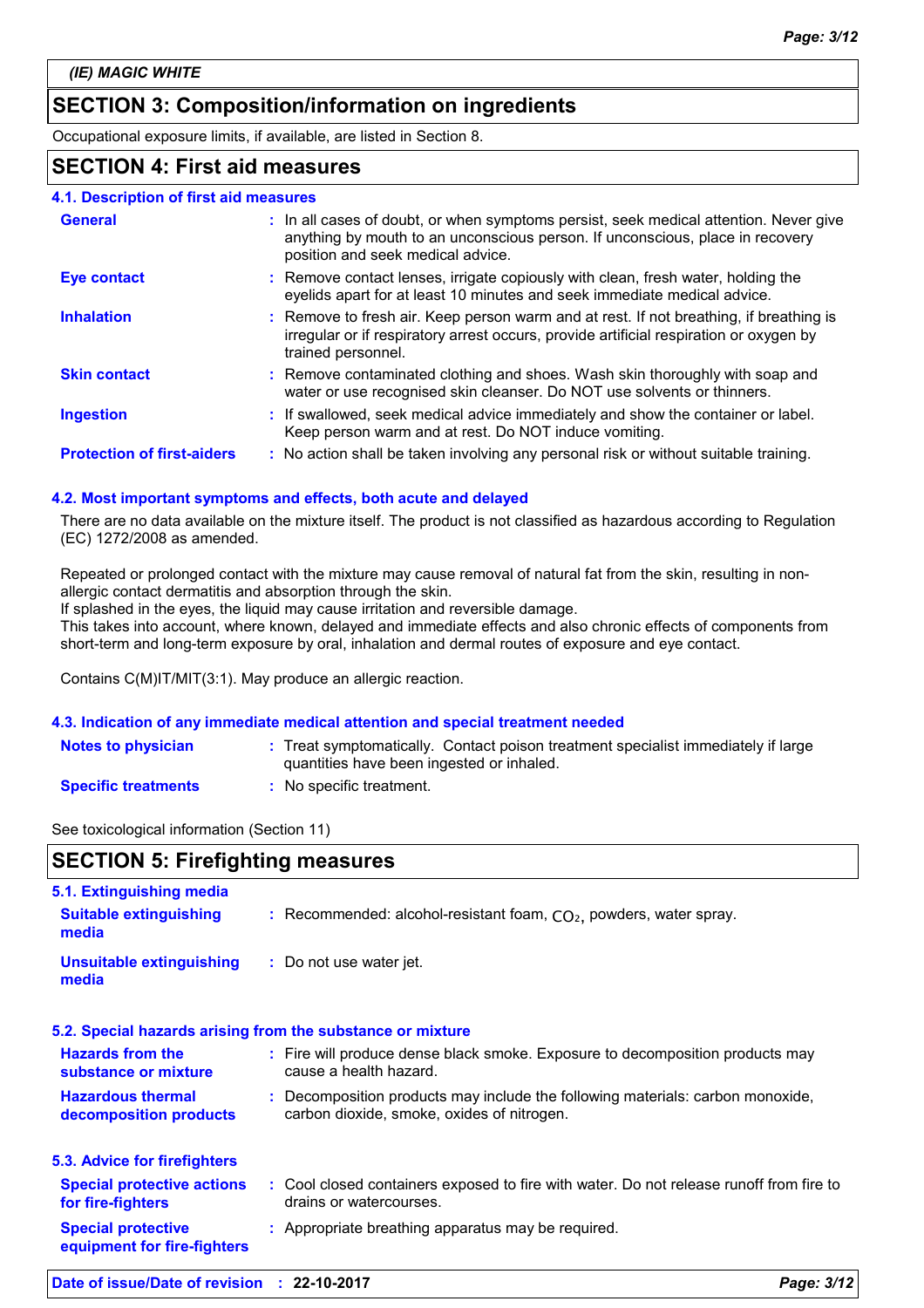*(IE) MAGIC WHITE*

## SECTION 3: Composition/information on ingredients

Occupational exposure limits, if available, are listed in Section 8.

## SECTION 4: First aid measures

### 4.1. Description of first aid measures

| | |
|---|---|
| **General** | : In all cases of doubt, or when symptoms persist, seek medical attention. Never give anything by mouth to an unconscious person. If unconscious, place in recovery position and seek medical advice. |
| **Eye contact** | : Remove contact lenses, irrigate copiously with clean, fresh water, holding the eyelids apart for at least 10 minutes and seek immediate medical advice. |
| **Inhalation** | : Remove to fresh air. Keep person warm and at rest. If not breathing, if breathing is irregular or if respiratory arrest occurs, provide artificial respiration or oxygen by trained personnel. |
| **Skin contact** | : Remove contaminated clothing and shoes. Wash skin thoroughly with soap and water or use recognised skin cleanser. Do NOT use solvents or thinners. |
| **Ingestion** | : If swallowed, seek medical advice immediately and show the container or label. Keep person warm and at rest. Do NOT induce vomiting. |
| **Protection of first-aiders** | : No action shall be taken involving any personal risk or without suitable training. |

### 4.2. Most important symptoms and effects, both acute and delayed

There are no data available on the mixture itself. The product is not classified as hazardous according to Regulation (EC) 1272/2008 as amended.

Repeated or prolonged contact with the mixture may cause removal of natural fat from the skin, resulting in non-allergic contact dermatitis and absorption through the skin.
If splashed in the eyes, the liquid may cause irritation and reversible damage.
This takes into account, where known, delayed and immediate effects and also chronic effects of components from short-term and long-term exposure by oral, inhalation and dermal routes of exposure and eye contact.

Contains C(M)IT/MIT(3:1). May produce an allergic reaction.

### 4.3. Indication of any immediate medical attention and special treatment needed

| | |
|---|---|
| **Notes to physician** | : Treat symptomatically. Contact poison treatment specialist immediately if large quantities have been ingested or inhaled. |
| **Specific treatments** | : No specific treatment. |

See toxicological information (Section 11)

## SECTION 5: Firefighting measures

### 5.1. Extinguishing media

| | |
|---|---|
| **Suitable extinguishing media** | : Recommended: alcohol-resistant foam, $CO_2$, powders, water spray. |
| **Unsuitable extinguishing media** | : Do not use water jet. |

### 5.2. Special hazards arising from the substance or mixture

| | |
|---|---|
| **Hazards from the substance or mixture** | : Fire will produce dense black smoke. Exposure to decomposition products may cause a health hazard. |
| **Hazardous thermal decomposition products** | : Decomposition products may include the following materials: carbon monoxide, carbon dioxide, smoke, oxides of nitrogen. |

### 5.3. Advice for firefighters

| | |
|---|---|
| **Special protective actions for fire-fighters** | : Cool closed containers exposed to fire with water. Do not release runoff from fire to drains or watercourses. |
| **Special protective equipment for fire-fighters** | : Appropriate breathing apparatus may be required. |

**Date of issue/Date of revision : 22-10-2017**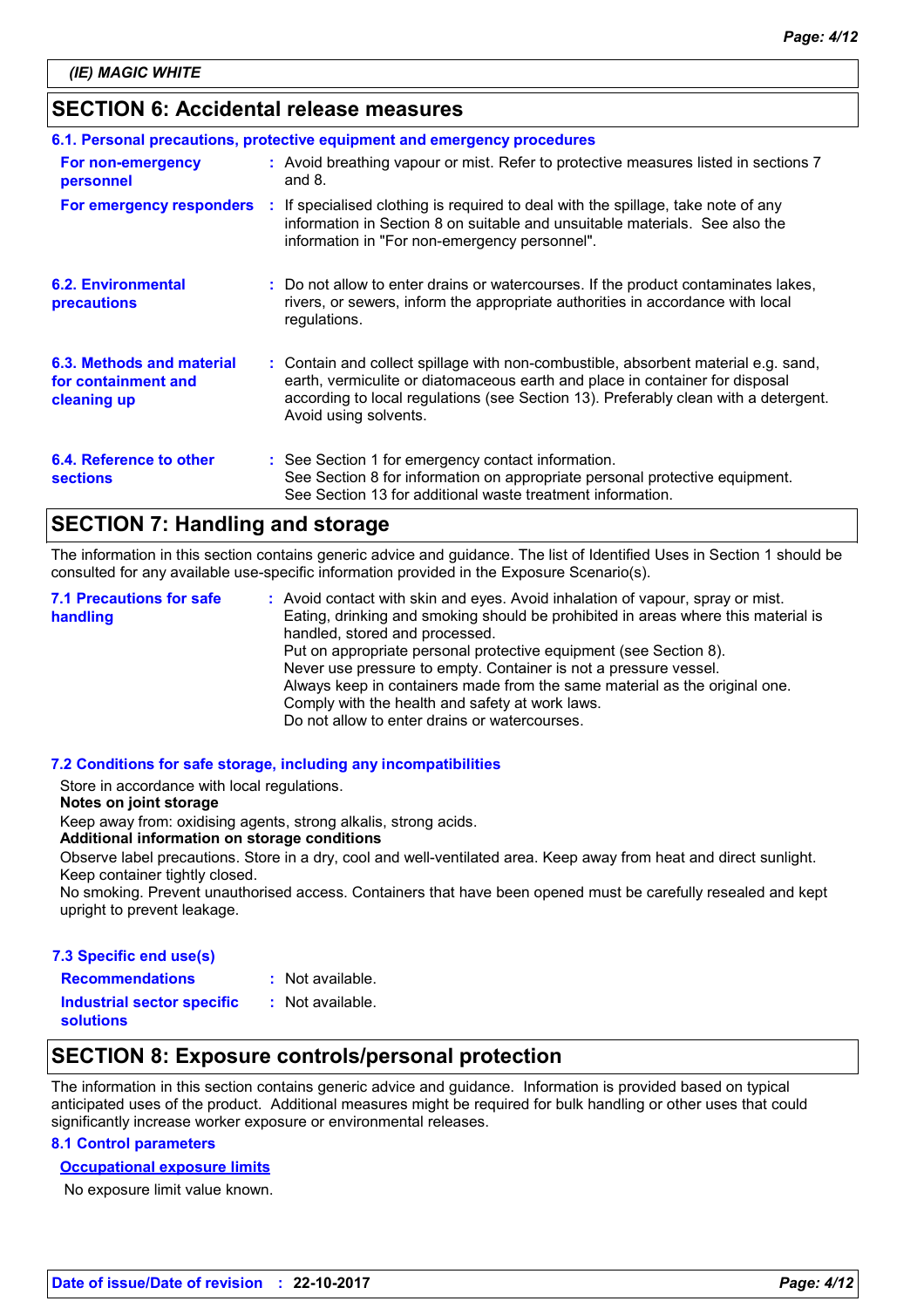## SECTION 6: Accidental release measures

### 6.1. Personal precautions, protective equipment and emergency procedures

**For non-emergency personnel** : Avoid breathing vapour or mist. Refer to protective measures listed in sections 7 and 8.

**For emergency responders** : If specialised clothing is required to deal with the spillage, take note of any information in Section 8 on suitable and unsuitable materials. See also the information in "For non-emergency personnel".

**6.2. Environmental precautions** : Do not allow to enter drains or watercourses. If the product contaminates lakes, rivers, or sewers, inform the appropriate authorities in accordance with local regulations.

**6.3. Methods and material for containment and cleaning up** : Contain and collect spillage with non-combustible, absorbent material e.g. sand, earth, vermiculite or diatomaceous earth and place in container for disposal according to local regulations (see Section 13). Preferably clean with a detergent. Avoid using solvents.

**6.4. Reference to other sections** : See Section 1 for emergency contact information.
See Section 8 for information on appropriate personal protective equipment.
See Section 13 for additional waste treatment information.

## SECTION 7: Handling and storage

The information in this section contains generic advice and guidance. The list of Identified Uses in Section 1 should be consulted for any available use-specific information provided in the Exposure Scenario(s).

**7.1 Precautions for safe handling** : Avoid contact with skin and eyes. Avoid inhalation of vapour, spray or mist.
Eating, drinking and smoking should be prohibited in areas where this material is handled, stored and processed.
Put on appropriate personal protective equipment (see Section 8).
Never use pressure to empty. Container is not a pressure vessel.
Always keep in containers made from the same material as the original one.
Comply with the health and safety at work laws.
Do not allow to enter drains or watercourses.

### 7.2 Conditions for safe storage, including any incompatibilities

Store in accordance with local regulations.

**Notes on joint storage**

Keep away from: oxidising agents, strong alkalis, strong acids.

**Additional information on storage conditions**

Observe label precautions. Store in a dry, cool and well-ventilated area. Keep away from heat and direct sunlight. Keep container tightly closed.
No smoking. Prevent unauthorised access. Containers that have been opened must be carefully resealed and kept upright to prevent leakage.

### 7.3 Specific end use(s)

**Recommendations** : Not available.

**Industrial sector specific solutions** : Not available.

## SECTION 8: Exposure controls/personal protection

The information in this section contains generic advice and guidance. Information is provided based on typical anticipated uses of the product. Additional measures might be required for bulk handling or other uses that could significantly increase worker exposure or environmental releases.

### 8.1 Control parameters

**Occupational exposure limits**

No exposure limit value known.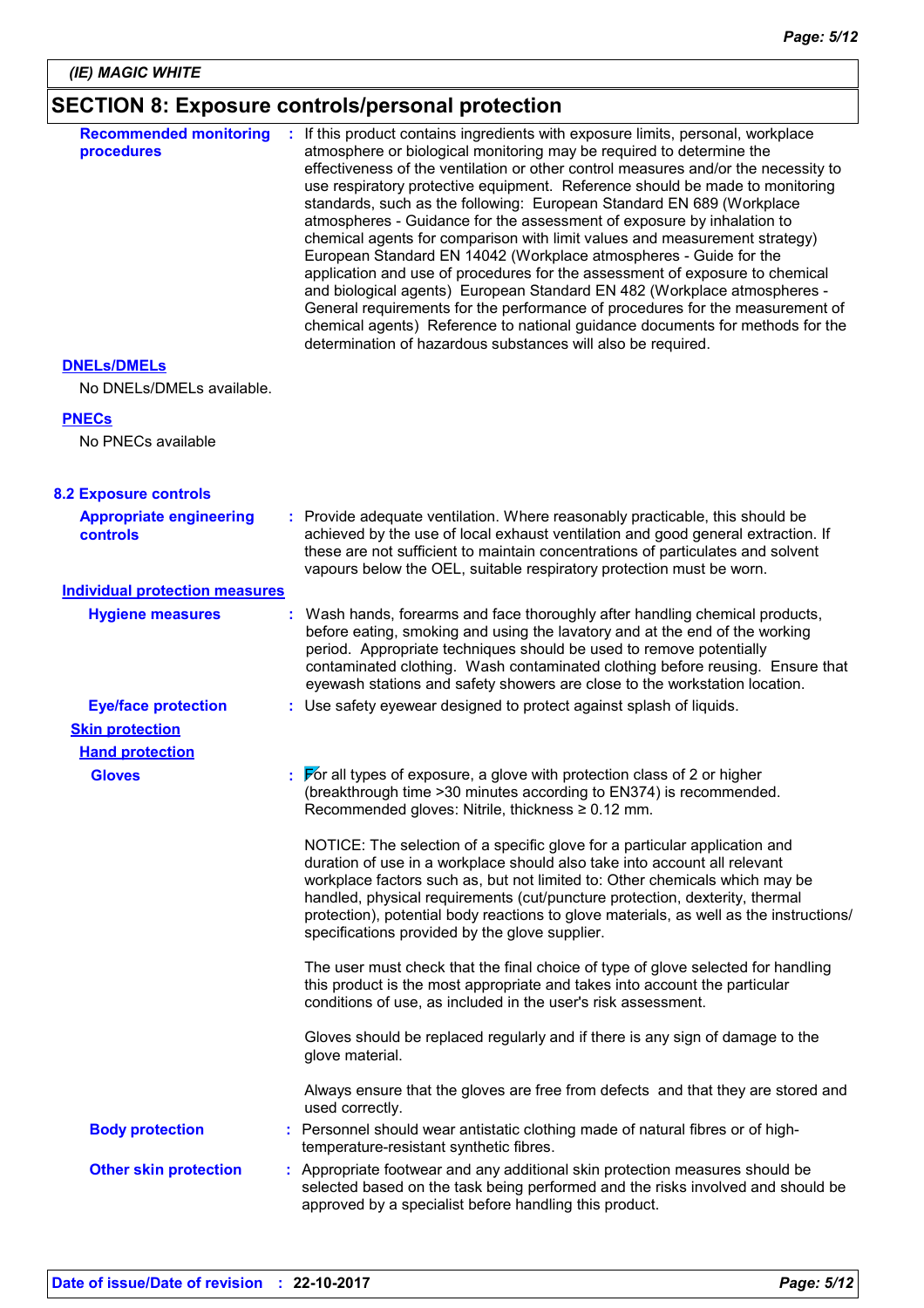## SECTION 8: Exposure controls/personal protection

**Recommended monitoring procedures** : If this product contains ingredients with exposure limits, personal, workplace atmosphere or biological monitoring may be required to determine the effectiveness of the ventilation or other control measures and/or the necessity to use respiratory protective equipment. Reference should be made to monitoring standards, such as the following: European Standard EN 689 (Workplace atmospheres - Guidance for the assessment of exposure by inhalation to chemical agents for comparison with limit values and measurement strategy) European Standard EN 14042 (Workplace atmospheres - Guide for the application and use of procedures for the assessment of exposure to chemical and biological agents) European Standard EN 482 (Workplace atmospheres - General requirements for the performance of procedures for the measurement of chemical agents) Reference to national guidance documents for methods for the determination of hazardous substances will also be required.

**DNELs/DMELs**

No DNELs/DMELs available.

**PNECs**

No PNECs available

### 8.2 Exposure controls

**Appropriate engineering controls** : Provide adequate ventilation. Where reasonably practicable, this should be achieved by the use of local exhaust ventilation and good general extraction. If these are not sufficient to maintain concentrations of particulates and solvent vapours below the OEL, suitable respiratory protection must be worn.

**Individual protection measures**

**Hygiene measures** : Wash hands, forearms and face thoroughly after handling chemical products, before eating, smoking and using the lavatory and at the end of the working period. Appropriate techniques should be used to remove potentially contaminated clothing. Wash contaminated clothing before reusing. Ensure that eyewash stations and safety showers are close to the workstation location.

**Eye/face protection** : Use safety eyewear designed to protect against splash of liquids.

**Skin protection**

**Hand protection**

**Gloves** : For all types of exposure, a glove with protection class of 2 or higher (breakthrough time >30 minutes according to EN374) is recommended. Recommended gloves: Nitrile, thickness ≥ 0.12 mm.

NOTICE: The selection of a specific glove for a particular application and duration of use in a workplace should also take into account all relevant workplace factors such as, but not limited to: Other chemicals which may be handled, physical requirements (cut/puncture protection, dexterity, thermal protection), potential body reactions to glove materials, as well as the instructions/ specifications provided by the glove supplier.

The user must check that the final choice of type of glove selected for handling this product is the most appropriate and takes into account the particular conditions of use, as included in the user's risk assessment.

Gloves should be replaced regularly and if there is any sign of damage to the glove material.

Always ensure that the gloves are free from defects and that they are stored and used correctly.

**Body protection** : Personnel should wear antistatic clothing made of natural fibres or of high-temperature-resistant synthetic fibres.

**Other skin protection** : Appropriate footwear and any additional skin protection measures should be selected based on the task being performed and the risks involved and should be approved by a specialist before handling this product.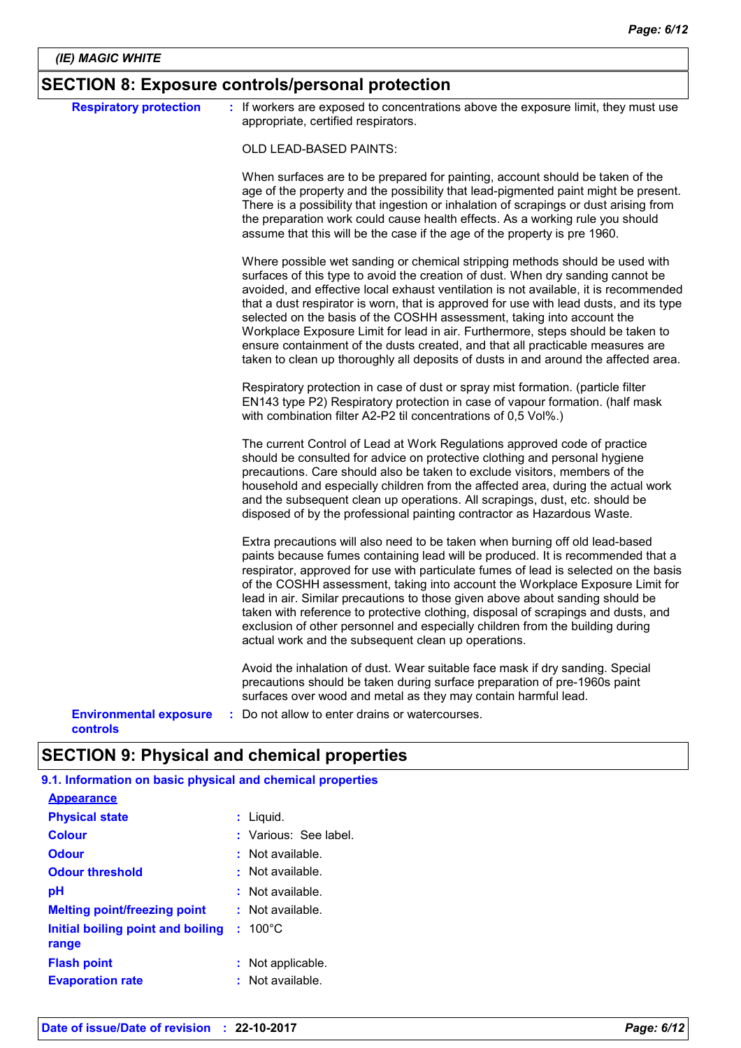**(IE) MAGIC WHITE**

## SECTION 8: Exposure controls/personal protection

**Respiratory protection** : If workers are exposed to concentrations above the exposure limit, they must use appropriate, certified respirators.

OLD LEAD-BASED PAINTS:

When surfaces are to be prepared for painting, account should be taken of the age of the property and the possibility that lead-pigmented paint might be present. There is a possibility that ingestion or inhalation of scrapings or dust arising from the preparation work could cause health effects. As a working rule you should assume that this will be the case if the age of the property is pre 1960.

Where possible wet sanding or chemical stripping methods should be used with surfaces of this type to avoid the creation of dust. When dry sanding cannot be avoided, and effective local exhaust ventilation is not available, it is recommended that a dust respirator is worn, that is approved for use with lead dusts, and its type selected on the basis of the COSHH assessment, taking into account the Workplace Exposure Limit for lead in air. Furthermore, steps should be taken to ensure containment of the dusts created, and that all practicable measures are taken to clean up thoroughly all deposits of dusts in and around the affected area.

Respiratory protection in case of dust or spray mist formation. (particle filter EN143 type P2) Respiratory protection in case of vapour formation. (half mask with combination filter A2-P2 til concentrations of 0,5 Vol%.)

The current Control of Lead at Work Regulations approved code of practice should be consulted for advice on protective clothing and personal hygiene precautions. Care should also be taken to exclude visitors, members of the household and especially children from the affected area, during the actual work and the subsequent clean up operations. All scrapings, dust, etc. should be disposed of by the professional painting contractor as Hazardous Waste.

Extra precautions will also need to be taken when burning off old lead-based paints because fumes containing lead will be produced. It is recommended that a respirator, approved for use with particulate fumes of lead is selected on the basis of the COSHH assessment, taking into account the Workplace Exposure Limit for lead in air. Similar precautions to those given above about sanding should be taken with reference to protective clothing, disposal of scrapings and dusts, and exclusion of other personnel and especially children from the building during actual work and the subsequent clean up operations.

Avoid the inhalation of dust. Wear suitable face mask if dry sanding. Special precautions should be taken during surface preparation of pre-1960s paint surfaces over wood and metal as they may contain harmful lead.

**Environmental exposure controls** : Do not allow to enter drains or watercourses.

## SECTION 9: Physical and chemical properties

### 9.1. Information on basic physical and chemical properties

**Appearance**

| | |
|---|---|
| **Physical state** | : Liquid. |
| **Colour** | : Various: See label. |
| **Odour** | : Not available. |
| **Odour threshold** | : Not available. |
| **pH** | : Not available. |
| **Melting point/freezing point** | : Not available. |
| **Initial boiling point and boiling range** | : 100°C |
| **Flash point** | : Not applicable. |
| **Evaporation rate** | : Not available. |

**Date of issue/Date of revision** : 22-10-2017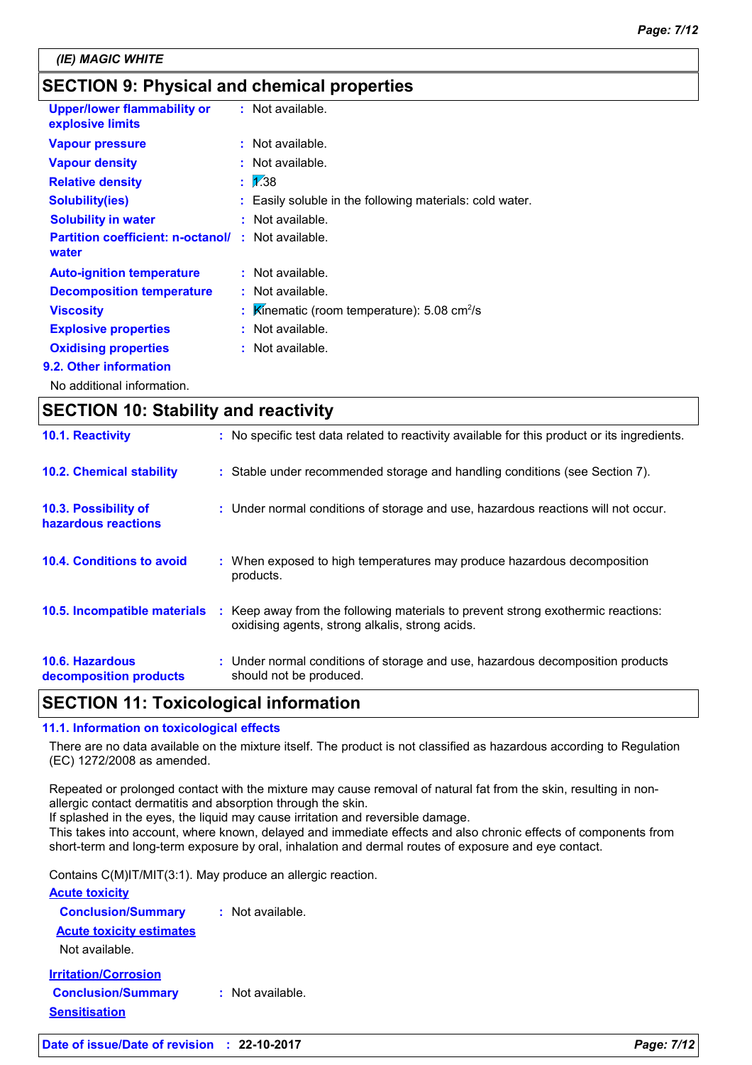*(IE) MAGIC WHITE*

## SECTION 9: Physical and chemical properties

| | | |
|---|---|---|
| **Upper/lower flammability or explosive limits** | : | Not available. |
| **Vapour pressure** | : | Not available. |
| **Vapour density** | : | Not available. |
| **Relative density** | : | 1.38 |
| **Solubility(ies)** | : | Easily soluble in the following materials: cold water. |
| **Solubility in water** | : | Not available. |
| **Partition coefficient: n-octanol/water** | : | Not available. |
| **Auto-ignition temperature** | : | Not available. |
| **Decomposition temperature** | : | Not available. |
| **Viscosity** | : | Kinematic (room temperature): 5.08 $cm^2/s$ |
| **Explosive properties** | : | Not available. |
| **Oxidising properties** | : | Not available. |

### 9.2. Other information

No additional information.

## SECTION 10: Stability and reactivity

| | | |
|---|---|---|
| **10.1. Reactivity** | : | No specific test data related to reactivity available for this product or its ingredients. |
| **10.2. Chemical stability** | : | Stable under recommended storage and handling conditions (see Section 7). |
| **10.3. Possibility of hazardous reactions** | : | Under normal conditions of storage and use, hazardous reactions will not occur. |
| **10.4. Conditions to avoid** | : | When exposed to high temperatures may produce hazardous decomposition products. |
| **10.5. Incompatible materials** | : | Keep away from the following materials to prevent strong exothermic reactions: oxidising agents, strong alkalis, strong acids. |
| **10.6. Hazardous decomposition products** | : | Under normal conditions of storage and use, hazardous decomposition products should not be produced. |

## SECTION 11: Toxicological information

### 11.1. Information on toxicological effects

There are no data available on the mixture itself. The product is not classified as hazardous according to Regulation (EC) 1272/2008 as amended.

Repeated or prolonged contact with the mixture may cause removal of natural fat from the skin, resulting in non-allergic contact dermatitis and absorption through the skin.
If splashed in the eyes, the liquid may cause irritation and reversible damage.
This takes into account, where known, delayed and immediate effects and also chronic effects of components from short-term and long-term exposure by oral, inhalation and dermal routes of exposure and eye contact.

Contains C(M)IT/MIT(3:1). May produce an allergic reaction.

**Acute toxicity**

**Conclusion/Summary** : Not available.

**Acute toxicity estimates**

Not available.

**Irritation/Corrosion**

**Conclusion/Summary** : Not available.

**Sensitisation**

**Date of issue/Date of revision** : **22-10-2017**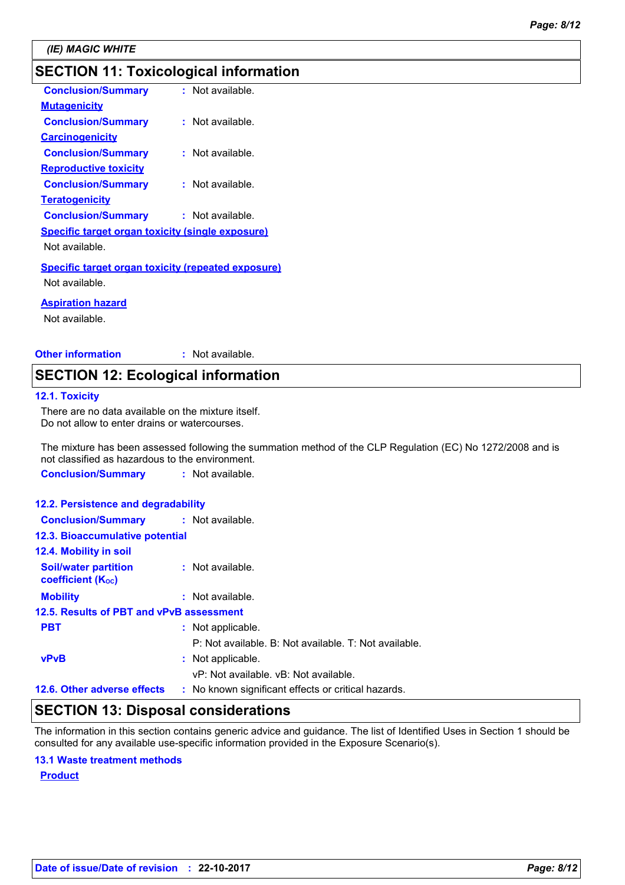## SECTION 11: Toxicological information

**Conclusion/Summary** : Not available.

**Mutagenicity**

**Conclusion/Summary** : Not available.

**Carcinogenicity**

**Conclusion/Summary** : Not available.

**Reproductive toxicity**

**Conclusion/Summary** : Not available.

**Teratogenicity**

**Conclusion/Summary** : Not available.

**Specific target organ toxicity (single exposure)**

Not available.

**Specific target organ toxicity (repeated exposure)**

Not available.

**Aspiration hazard**

Not available.

**Other information** : Not available.

## SECTION 12: Ecological information

### 12.1. Toxicity

There are no data available on the mixture itself.
Do not allow to enter drains or watercourses.

The mixture has been assessed following the summation method of the CLP Regulation (EC) No 1272/2008 and is not classified as hazardous to the environment.

**Conclusion/Summary** : Not available.

### 12.2. Persistence and degradability

**Conclusion/Summary** : Not available.

### 12.3. Bioaccumulative potential

### 12.4. Mobility in soil

**Soil/water partition coefficient ($K_{OC}$)** : Not available.

**Mobility** : Not available.

### 12.5. Results of PBT and vPvB assessment

**PBT** : Not applicable.
P: Not available. B: Not available. T: Not available.

**vPvB** : Not applicable.
vP: Not available. vB: Not available.

**12.6. Other adverse effects** : No known significant effects or critical hazards.

## SECTION 13: Disposal considerations

The information in this section contains generic advice and guidance. The list of Identified Uses in Section 1 should be consulted for any available use-specific information provided in the Exposure Scenario(s).

### 13.1 Waste treatment methods

**Product**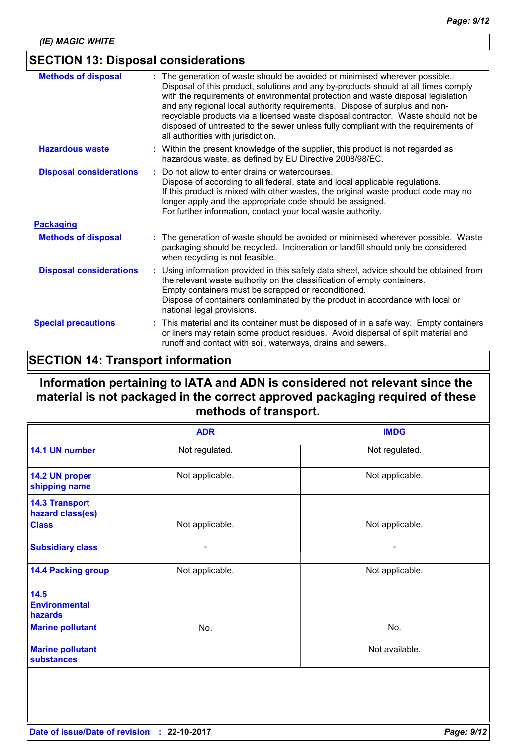(IE) MAGIC WHITE

## SECTION 13: Disposal considerations

**Methods of disposal** : The generation of waste should be avoided or minimised wherever possible. Disposal of this product, solutions and any by-products should at all times comply with the requirements of environmental protection and waste disposal legislation and any regional local authority requirements. Dispose of surplus and non-recyclable products via a licensed waste disposal contractor. Waste should not be disposed of untreated to the sewer unless fully compliant with the requirements of all authorities with jurisdiction.

**Hazardous waste** : Within the present knowledge of the supplier, this product is not regarded as hazardous waste, as defined by EU Directive 2008/98/EC.

**Disposal considerations** : Do not allow to enter drains or watercourses.
Dispose of according to all federal, state and local applicable regulations.
If this product is mixed with other wastes, the original waste product code may no longer apply and the appropriate code should be assigned.
For further information, contact your local waste authority.

**Packaging**

**Methods of disposal** : The generation of waste should be avoided or minimised wherever possible. Waste packaging should be recycled. Incineration or landfill should only be considered when recycling is not feasible.

**Disposal considerations** : Using information provided in this safety data sheet, advice should be obtained from the relevant waste authority on the classification of empty containers.
Empty containers must be scrapped or reconditioned.
Dispose of containers contaminated by the product in accordance with local or national legal provisions.

**Special precautions** : This material and its container must be disposed of in a safe way. Empty containers or liners may retain some product residues. Avoid dispersal of spilt material and runoff and contact with soil, waterways, drains and sewers.

## SECTION 14: Transport information

**Information pertaining to IATA and ADN is considered not relevant since the material is not packaged in the correct approved packaging required of these methods of transport.**

| | ADR | IMDG |
|---|---|---|
| 14.1 UN number | Not regulated. | Not regulated. |
| 14.2 UN proper shipping name | Not applicable. | Not applicable. |
| 14.3 Transport hazard class(es) Class | Not applicable. | Not applicable. |
| Subsidiary class | - | - |
| 14.4 Packing group | Not applicable. | Not applicable. |
| 14.5 Environmental hazards Marine pollutant | No. | No. |
| Marine pollutant substances | | Not available. |
| | | |

Date of issue/Date of revision : 22-10-2017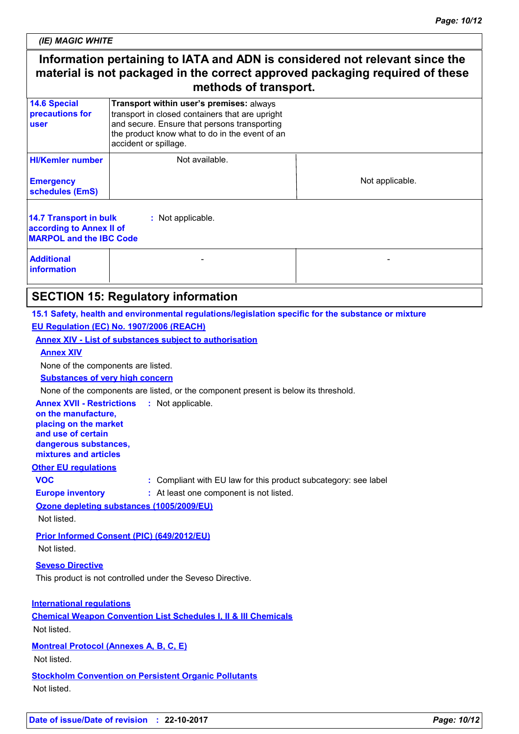**Information pertaining to IATA and ADN is considered not relevant since the material is not packaged in the correct approved packaging required of these methods of transport.**

| | | |
|---|---|---|
| **14.6 Special precautions for user** | **Transport within user's premises:** always transport in closed containers that are upright and secure. Ensure that persons transporting the product know what to do in the event of an accident or spillage. | |
| **HI/Kemler number**<br><br>**Emergency schedules (EmS)** | Not available. | Not applicable. |

**14.7 Transport in bulk according to Annex II of MARPOL and the IBC Code** : Not applicable.

| | | |
|---|---|---|
| **Additional information** | - | - |

## SECTION 15: Regulatory information

### 15.1 Safety, health and environmental regulations/legislation specific for the substance or mixture

**EU Regulation (EC) No. 1907/2006 (REACH)**

**Annex XIV - List of substances subject to authorisation**

**Annex XIV**

None of the components are listed.

**Substances of very high concern**

None of the components are listed, or the component present is below its threshold.

**Annex XVII - Restrictions on the manufacture, placing on the market and use of certain dangerous substances, mixtures and articles** : Not applicable.

**Other EU regulations**

**VOC** : Compliant with EU law for this product subcategory: see label

**Europe inventory** : At least one component is not listed.

**Ozone depleting substances (1005/2009/EU)**

Not listed.

**Prior Informed Consent (PIC) (649/2012/EU)**

Not listed.

**Seveso Directive**

This product is not controlled under the Seveso Directive.

**International regulations**

**Chemical Weapon Convention List Schedules I, II & III Chemicals**

Not listed.

**Montreal Protocol (Annexes A, B, C, E)**

Not listed.

**Stockholm Convention on Persistent Organic Pollutants**

Not listed.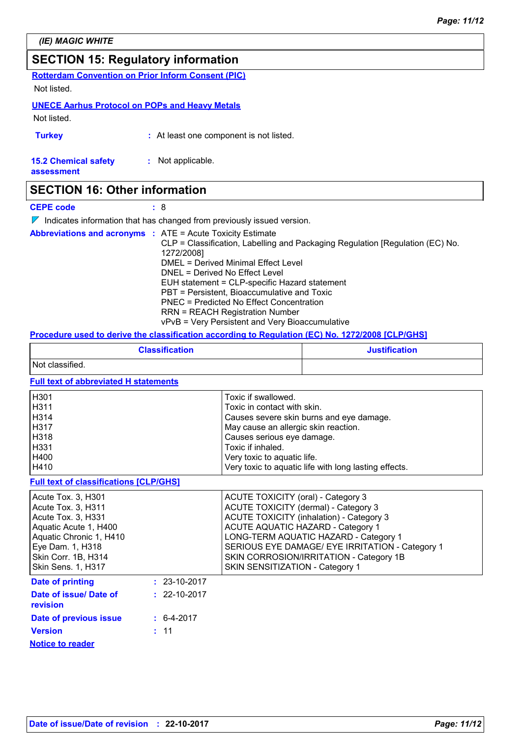**(IE) MAGIC WHITE**

## SECTION 15: Regulatory information

**Rotterdam Convention on Prior Inform Consent (PIC)**

Not listed.

**UNECE Aarhus Protocol on POPs and Heavy Metals**

Not listed.

**Turkey** : At least one component is not listed.

**15.2 Chemical safety assessment** : Not applicable.

## SECTION 16: Other information

**CEPE code** : 8

◤ Indicates information that has changed from previously issued version.

**Abbreviations and acronyms** : ATE = Acute Toxicity Estimate
CLP = Classification, Labelling and Packaging Regulation [Regulation (EC) No. 1272/2008]
DMEL = Derived Minimal Effect Level
DNEL = Derived No Effect Level
EUH statement = CLP-specific Hazard statement
PBT = Persistent, Bioaccumulative and Toxic
PNEC = Predicted No Effect Concentration
RRN = REACH Registration Number
vPvB = Very Persistent and Very Bioaccumulative

**Procedure used to derive the classification according to Regulation (EC) No. 1272/2008 [CLP/GHS]**

| Classification | Justification |
|---|---|
| Not classified. | |

**Full text of abbreviated H statements**

| | |
|---|---|
| H301 | Toxic if swallowed. |
| H311 | Toxic in contact with skin. |
| H314 | Causes severe skin burns and eye damage. |
| H317 | May cause an allergic skin reaction. |
| H318 | Causes serious eye damage. |
| H331 | Toxic if inhaled. |
| H400 | Very toxic to aquatic life. |
| H410 | Very toxic to aquatic life with long lasting effects. |

**Full text of classifications [CLP/GHS]**

| | |
|---|---|
| Acute Tox. 3, H301 | ACUTE TOXICITY (oral) - Category 3 |
| Acute Tox. 3, H311 | ACUTE TOXICITY (dermal) - Category 3 |
| Acute Tox. 3, H331 | ACUTE TOXICITY (inhalation) - Category 3 |
| Aquatic Acute 1, H400 | ACUTE AQUATIC HAZARD - Category 1 |
| Aquatic Chronic 1, H410 | LONG-TERM AQUATIC HAZARD - Category 1 |
| Eye Dam. 1, H318 | SERIOUS EYE DAMAGE/ EYE IRRITATION - Category 1 |
| Skin Corr. 1B, H314 | SKIN CORROSION/IRRITATION - Category 1B |
| Skin Sens. 1, H317 | SKIN SENSITIZATION - Category 1 |

**Date of printing** : 23-10-2017

**Date of issue/ Date of revision** : 22-10-2017

**Date of previous issue** : 6-4-2017

**Version** : 11

**Notice to reader**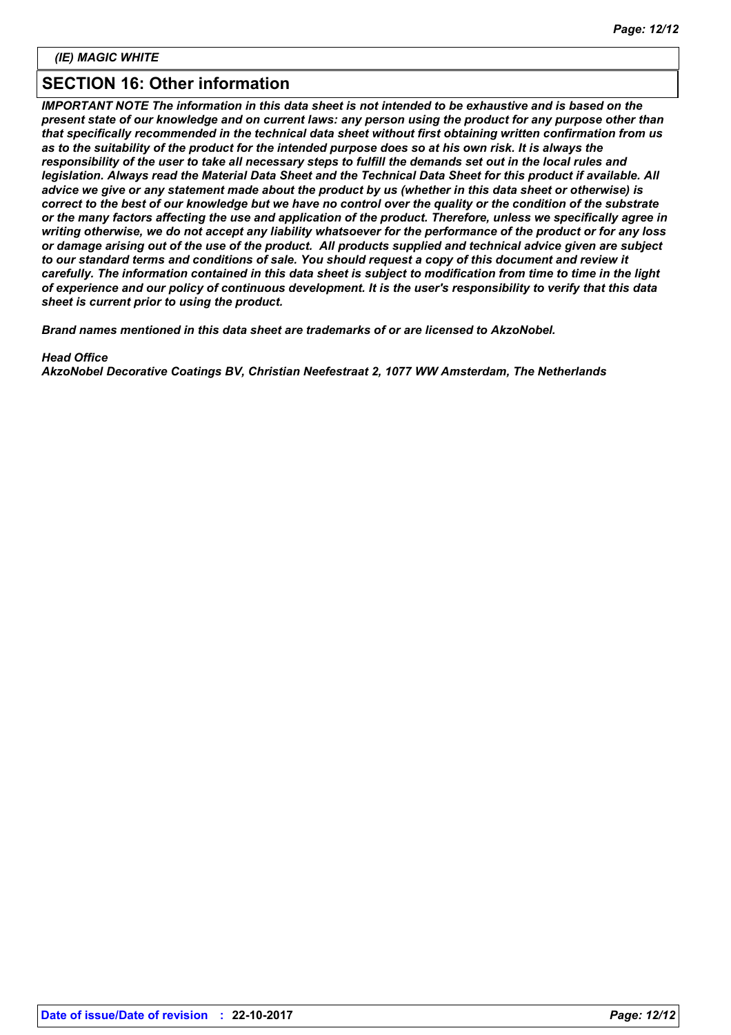## SECTION 16: Other information

***IMPORTANT NOTE The information in this data sheet is not intended to be exhaustive and is based on the present state of our knowledge and on current laws: any person using the product for any purpose other than that specifically recommended in the technical data sheet without first obtaining written confirmation from us as to the suitability of the product for the intended purpose does so at his own risk. It is always the responsibility of the user to take all necessary steps to fulfill the demands set out in the local rules and legislation. Always read the Material Data Sheet and the Technical Data Sheet for this product if available. All advice we give or any statement made about the product by us (whether in this data sheet or otherwise) is correct to the best of our knowledge but we have no control over the quality or the condition of the substrate or the many factors affecting the use and application of the product. Therefore, unless we specifically agree in writing otherwise, we do not accept any liability whatsoever for the performance of the product or for any loss or damage arising out of the use of the product. All products supplied and technical advice given are subject to our standard terms and conditions of sale. You should request a copy of this document and review it carefully. The information contained in this data sheet is subject to modification from time to time in the light of experience and our policy of continuous development. It is the user's responsibility to verify that this data sheet is current prior to using the product.***

***Brand names mentioned in this data sheet are trademarks of or are licensed to AkzoNobel.***

***Head Office***
***AkzoNobel Decorative Coatings BV, Christian Neefestraat 2, 1077 WW Amsterdam, The Netherlands***